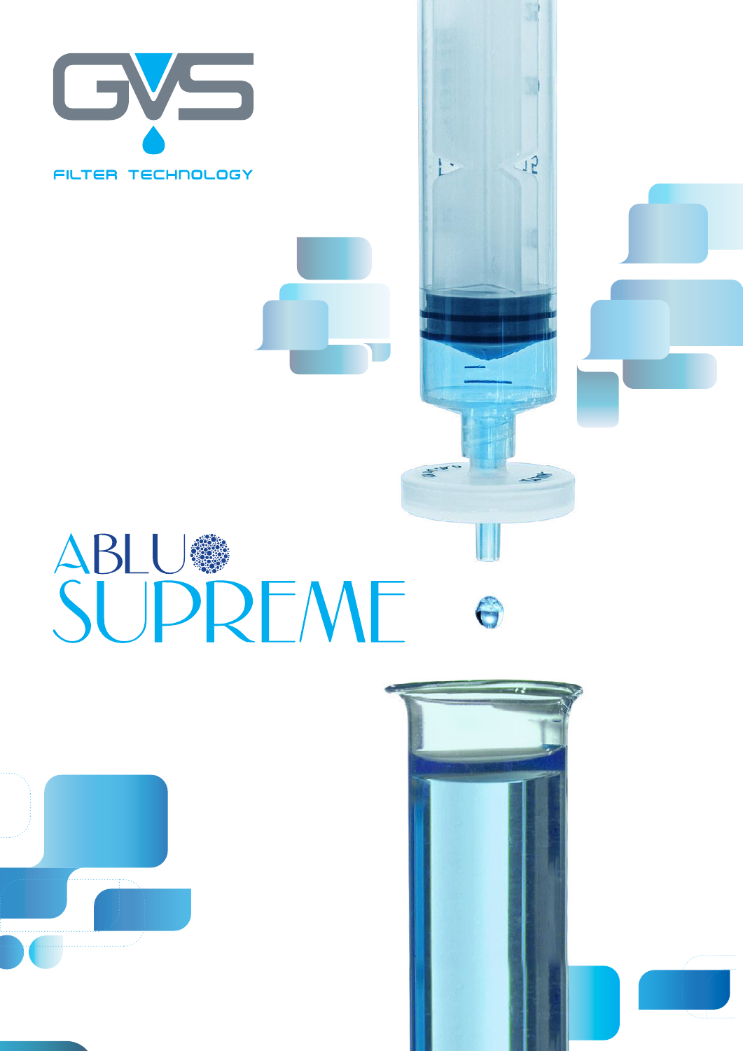GVS

FILTER TECHNOLOGY

# ABLU SUPREME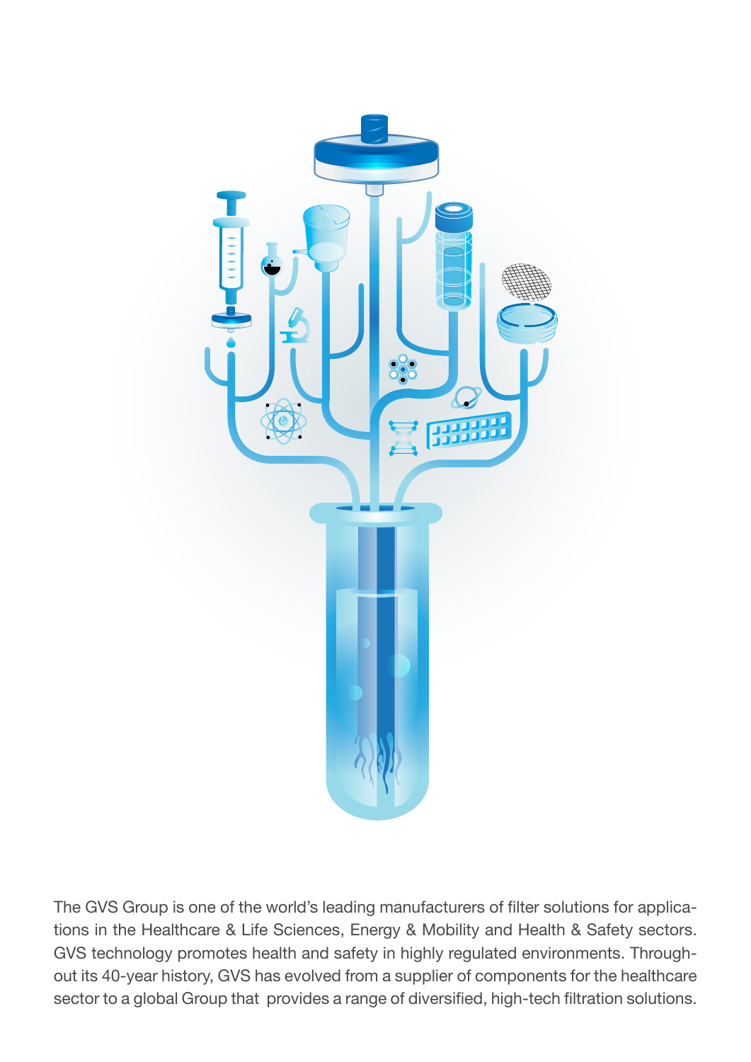The GVS Group is one of the world's leading manufacturers of filter solutions for applications in the Healthcare & Life Sciences, Energy & Mobility and Health & Safety sectors. GVS technology promotes health and safety in highly regulated environments. Throughout its 40-year history, GVS has evolved from a supplier of components for the healthcare sector to a global Group that provides a range of diversified, high-tech filtration solutions.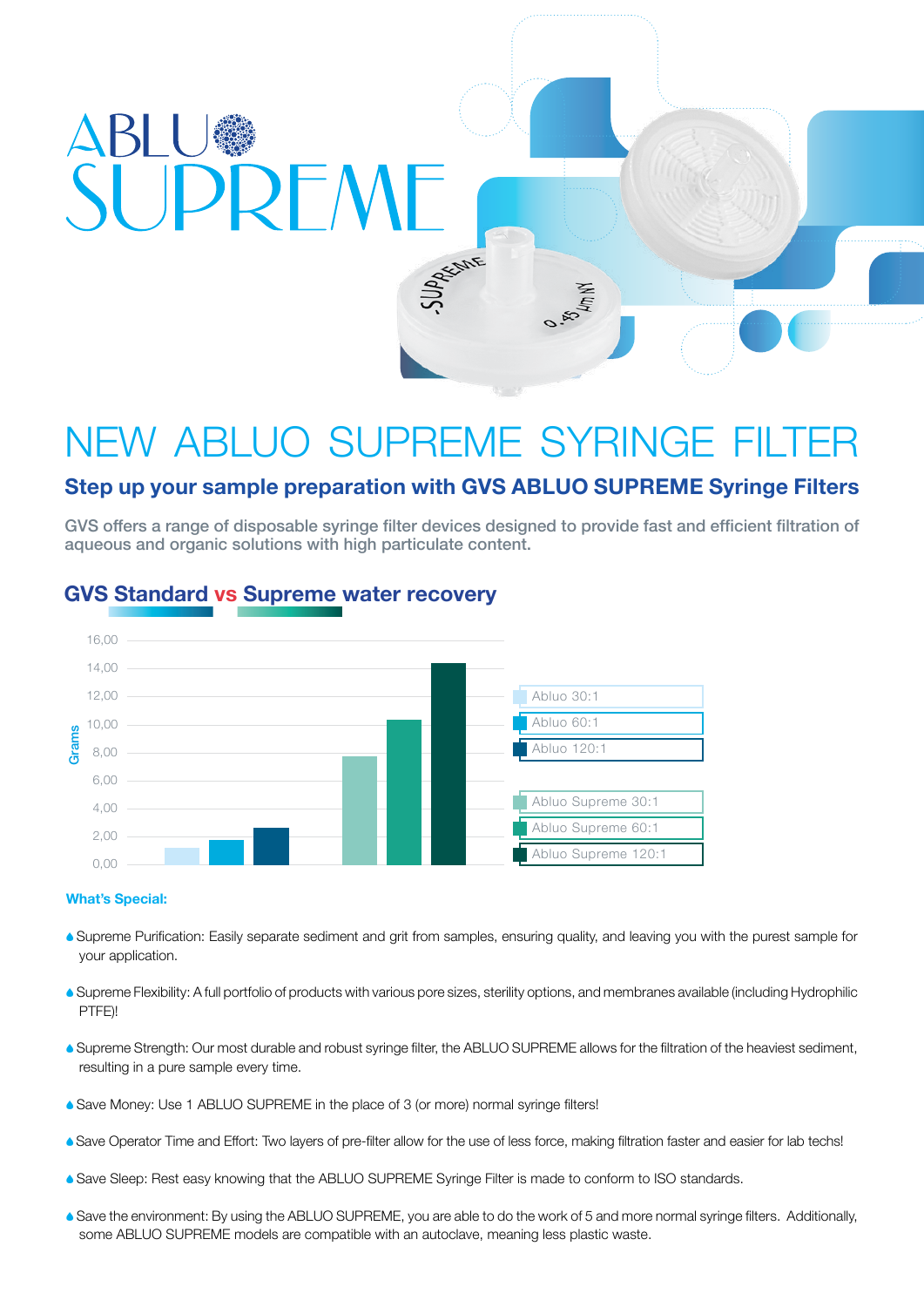# ABLUO SUPREME

## NEW ABLUO SUPREME SYRINGE FILTER

### Step up your sample preparation with GVS ABLUO SUPREME Syringe Filters

GVS offers a range of disposable syringe filter devices designed to provide fast and efficient filtration of aqueous and organic solutions with high particulate content.

### GVS Standard vs Supreme water recovery

Grams

16,00
14,00
12,00
10,00
8,00
6,00
4,00
2,00
0,00

Abluo 30:1
Abluo 60:1
Abluo 120:1

Abluo Supreme 30:1
Abluo Supreme 60:1
Abluo Supreme 120:1

**What's Special:**

- Supreme Purification: Easily separate sediment and grit from samples, ensuring quality, and leaving you with the purest sample for your application.
- Supreme Flexibility: A full portfolio of products with various pore sizes, sterility options, and membranes available (including Hydrophilic PTFE)!
- Supreme Strength: Our most durable and robust syringe filter, the ABLUO SUPREME allows for the filtration of the heaviest sediment, resulting in a pure sample every time.
- Save Money: Use 1 ABLUO SUPREME in the place of 3 (or more) normal syringe filters!
- Save Operator Time and Effort: Two layers of pre-filter allow for the use of less force, making filtration faster and easier for lab techs!
- Save Sleep: Rest easy knowing that the ABLUO SUPREME Syringe Filter is made to conform to ISO standards.
- Save the environment: By using the ABLUO SUPREME, you are able to do the work of 5 and more normal syringe filters. Additionally, some ABLUO SUPREME models are compatible with an autoclave, meaning less plastic waste.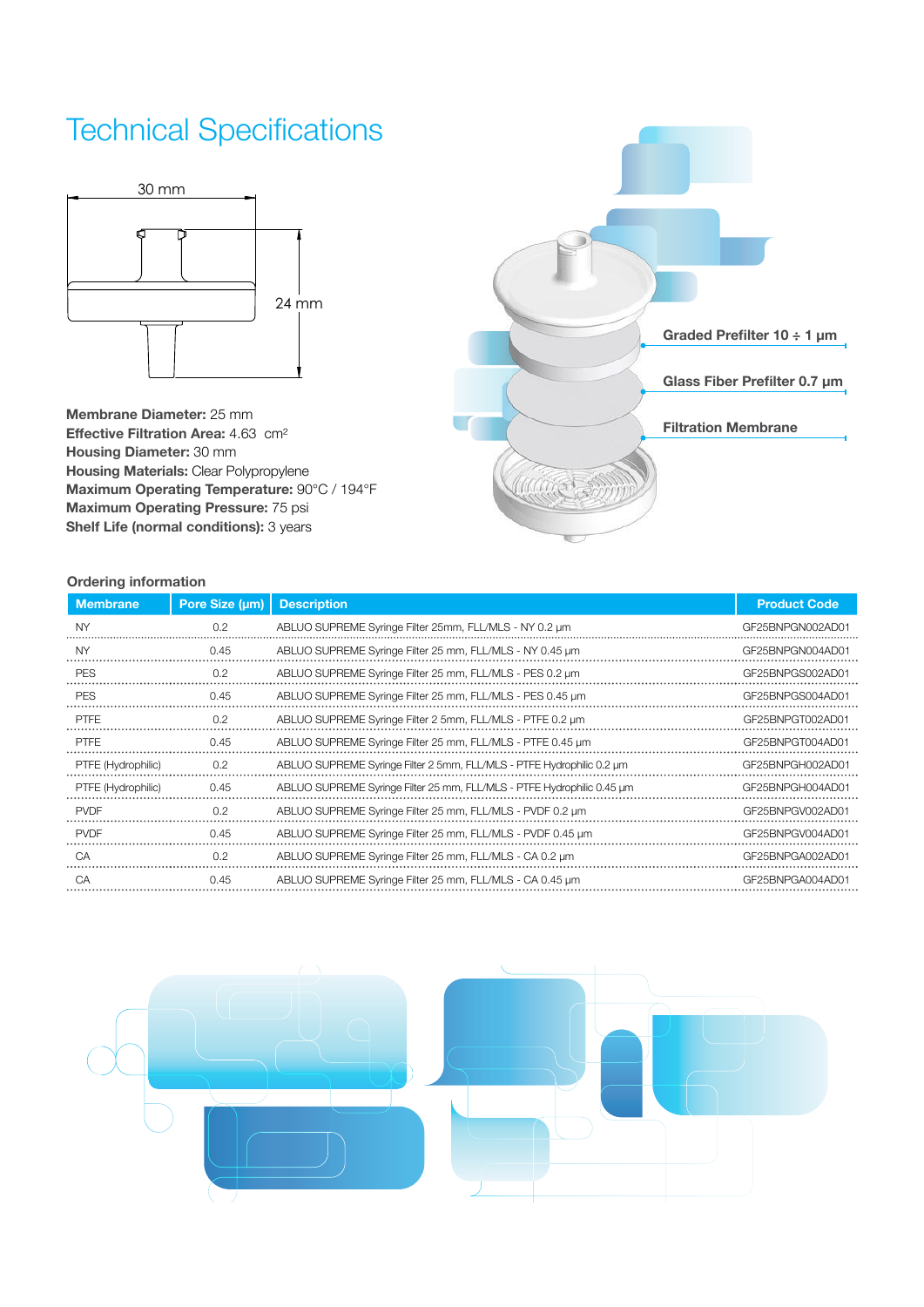# Technical Specifications

30 mm

24 mm

**Membrane Diameter:** 25 mm
**Effective Filtration Area:** 4.63 $cm^2$
**Housing Diameter:** 30 mm
**Housing Materials:** Clear Polypropylene
**Maximum Operating Temperature:** 90°C / 194°F
**Maximum Operating Pressure:** 75 psi
**Shelf Life (normal conditions):** 3 years

**Graded Prefilter 10 ÷ 1 µm**

**Glass Fiber Prefilter 0.7 µm**

**Filtration Membrane**

### Ordering information

| Membrane | Pore Size (µm) | Description | Product Code |
|---|---|---|---|
| NY | 0.2 | ABLUO SUPREME Syringe Filter 25mm, FLL/MLS - NY 0.2 µm | GF25BNPGN002AD01 |
| NY | 0.45 | ABLUO SUPREME Syringe Filter 25 mm, FLL/MLS - NY 0.45 µm | GF25BNPGN004AD01 |
| PES | 0.2 | ABLUO SUPREME Syringe Filter 25 mm, FLL/MLS - PES 0.2 µm | GF25BNPGS002AD01 |
| PES | 0.45 | ABLUO SUPREME Syringe Filter 25 mm, FLL/MLS - PES 0.45 µm | GF25BNPGS004AD01 |
| PTFE | 0.2 | ABLUO SUPREME Syringe Filter 2 5mm, FLL/MLS - PTFE 0.2 µm | GF25BNPGT002AD01 |
| PTFE | 0.45 | ABLUO SUPREME Syringe Filter 25 mm, FLL/MLS - PTFE 0.45 µm | GF25BNPGT004AD01 |
| PTFE (Hydrophilic) | 0.2 | ABLUO SUPREME Syringe Filter 2 5mm, FLL/MLS - PTFE Hydrophilic 0.2 µm | GF25BNPGH002AD01 |
| PTFE (Hydrophilic) | 0.45 | ABLUO SUPREME Syringe Filter 25 mm, FLL/MLS - PTFE Hydrophilic 0.45 µm | GF25BNPGH004AD01 |
| PVDF | 0.2 | ABLUO SUPREME Syringe Filter 25 mm, FLL/MLS - PVDF 0.2 µm | GF25BNPGV002AD01 |
| PVDF | 0.45 | ABLUO SUPREME Syringe Filter 25 mm, FLL/MLS - PVDF 0.45 µm | GF25BNPGV004AD01 |
| CA | 0.2 | ABLUO SUPREME Syringe Filter 25 mm, FLL/MLS - CA 0.2 µm | GF25BNPGA002AD01 |
| CA | 0.45 | ABLUO SUPREME Syringe Filter 25 mm, FLL/MLS - CA 0.45 µm | GF25BNPGA004AD01 |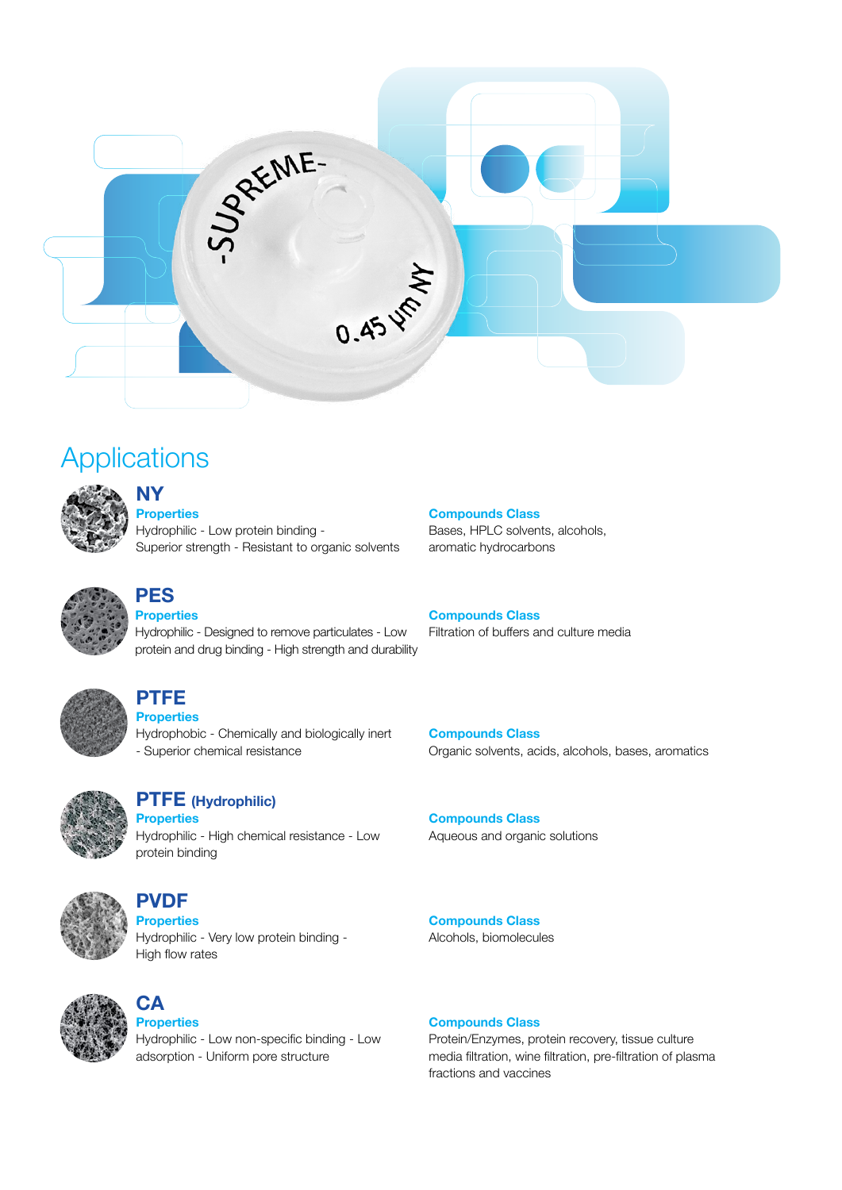# Applications

## NY

**Properties**
Hydrophilic - Low protein binding - Superior strength - Resistant to organic solvents

**Compounds Class**
Bases, HPLC solvents, alcohols, aromatic hydrocarbons

## PES

**Properties**
Hydrophilic - Designed to remove particulates - Low protein and drug binding - High strength and durability

**Compounds Class**
Filtration of buffers and culture media

## PTFE

**Properties**
Hydrophobic - Chemically and biologically inert - Superior chemical resistance

**Compounds Class**
Organic solvents, acids, alcohols, bases, aromatics

## PTFE (Hydrophilic)

**Properties**
Hydrophilic - High chemical resistance - Low protein binding

**Compounds Class**
Aqueous and organic solutions

## PVDF

**Properties**
Hydrophilic - Very low protein binding - High flow rates

**Compounds Class**
Alcohols, biomolecules

## CA

**Properties**
Hydrophilic - Low non-specific binding - Low adsorption - Uniform pore structure

**Compounds Class**
Protein/Enzymes, protein recovery, tissue culture media filtration, wine filtration, pre-filtration of plasma fractions and vaccines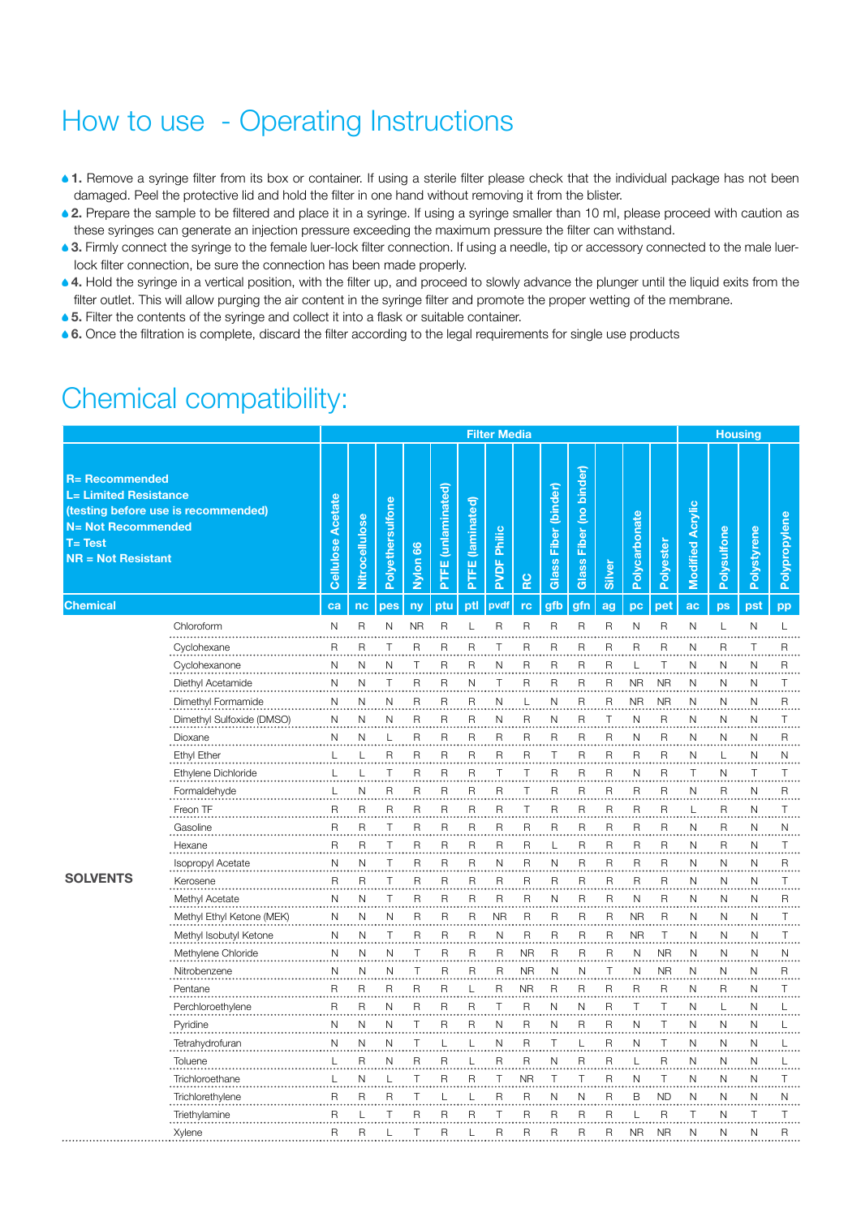# How to use - Operating Instructions

- **1.** Remove a syringe filter from its box or container. If using a sterile filter please check that the individual package has not been damaged. Peel the protective lid and hold the filter in one hand without removing it from the blister.
- **2.** Prepare the sample to be filtered and place it in a syringe. If using a syringe smaller than 10 ml, please proceed with caution as these syringes can generate an injection pressure exceeding the maximum pressure the filter can withstand.
- **3.** Firmly connect the syringe to the female luer-lock filter connection. If using a needle, tip or accessory connected to the male luer-lock filter connection, be sure the connection has been made properly.
- **4.** Hold the syringe in a vertical position, with the filter up, and proceed to slowly advance the plunger until the liquid exits from the filter outlet. This will allow purging the air content in the syringe filter and promote the proper wetting of the membrane.
- **5.** Filter the contents of the syringe and collect it into a flask or suitable container.
- **6.** Once the filtration is complete, discard the filter according to the legal requirements for single use products

# Chemical compatibility:

**R=** Recommended
**L=** Limited Resistance (testing before use is recommended)
**N=** Not Recommended
**T=** Test
**NR** = Not Resistant

| | | Filter Media | | | | | | | | | | | | | Housing | | | |
|---|---|---|---|---|---|---|---|---|---|---|---|---|---|---|---|---|---|---|
| | | Cellulose Acetate | Nitrocellulose | Polyethersulfone | Nylon 66 | PTFE (unlaminated) | PTFE (laminated) | PVDF Philic | RC | Glass Fiber (binder) | Glass Fiber (no binder) | Silver | Polycarbonate | Polyester | Modified Acrylic | Polysulfone | Polystyrene | Polypropylene |
| **Chemical** | | ca | nc | pes | ny | ptu | ptl | pvdf | rc | gfb | gfn | ag | pc | pet | ac | ps | pst | pp |
| **SOLVENTS** | Chloroform | N | R | N | NR | R | L | R | R | R | R | R | N | R | N | L | N | L |
| | Cyclohexane | R | R | T | R | R | R | T | R | R | R | R | R | R | N | R | T | R |
| | Cyclohexanone | N | N | N | T | R | R | N | R | R | R | R | L | T | N | N | N | R |
| | Diethyl Acetamide | N | N | T | R | R | N | T | R | R | R | R | NR | NR | N | N | N | T |
| | Dimethyl Formamide | N | N | N | R | R | R | N | L | N | R | R | NR | NR | N | N | N | R |
| | Dimethyl Sulfoxide (DMSO) | N | N | N | R | R | R | N | R | N | R | T | N | R | N | N | N | T |
| | Dioxane | N | N | L | R | R | R | R | R | R | R | R | N | R | N | N | N | R |
| | Ethyl Ether | L | L | R | R | R | R | R | R | T | R | R | R | R | N | L | N | N |
| | Ethylene Dichloride | L | L | T | R | R | R | T | T | R | R | R | N | R | T | N | T | T |
| | Formaldehyde | L | N | R | R | R | R | R | T | R | R | R | R | R | N | R | N | R |
| | Freon TF | R | R | R | R | R | R | R | T | R | R | R | R | R | L | R | N | T |
| | Gasoline | R | R | T | R | R | R | R | R | R | R | R | R | R | N | R | N | N |
| | Hexane | R | R | T | R | R | R | R | R | L | R | R | R | R | N | R | N | T |
| | Isopropyl Acetate | N | N | T | R | R | R | N | R | N | R | R | R | R | N | N | N | R |
| | Kerosene | R | R | T | R | R | R | R | R | R | R | R | R | R | N | N | N | T |
| | Methyl Acetate | N | N | T | R | R | R | R | R | N | R | R | N | R | N | N | N | R |
| | Methyl Ethyl Ketone (MEK) | N | N | N | R | R | R | NR | R | R | R | R | NR | R | N | N | N | T |
| | Methyl Isobutyl Ketone | N | N | T | R | R | R | N | R | R | R | R | NR | T | N | N | N | T |
| | Methylene Chloride | N | N | N | T | R | R | R | NR | R | R | R | N | NR | N | N | N | N |
| | Nitrobenzene | N | N | N | T | R | R | R | NR | N | N | T | N | NR | N | N | N | R |
| | Pentane | R | R | R | R | R | L | R | NR | R | R | R | R | R | N | R | N | T |
| | Perchloroethylene | R | R | N | R | R | R | T | R | N | N | R | T | T | N | L | N | L |
| | Pyridine | N | N | N | T | R | R | N | R | N | R | R | N | T | N | N | N | L |
| | Tetrahydrofuran | N | N | N | T | L | L | N | R | T | L | R | N | T | N | N | N | L |
| | Toluene | L | R | N | R | R | L | R | R | N | R | R | L | R | N | N | N | L |
| | Trichloroethane | L | N | L | T | R | R | T | NR | T | T | R | N | T | N | N | N | T |
| | Trichlorethylene | R | R | R | T | L | L | R | R | N | N | R | B | ND | N | N | N | N |
| | Triethylamine | R | L | T | R | R | R | T | R | R | R | R | L | R | T | N | T | T |
| | Xylene | R | R | L | T | R | L | R | R | R | R | R | NR | NR | N | N | N | R |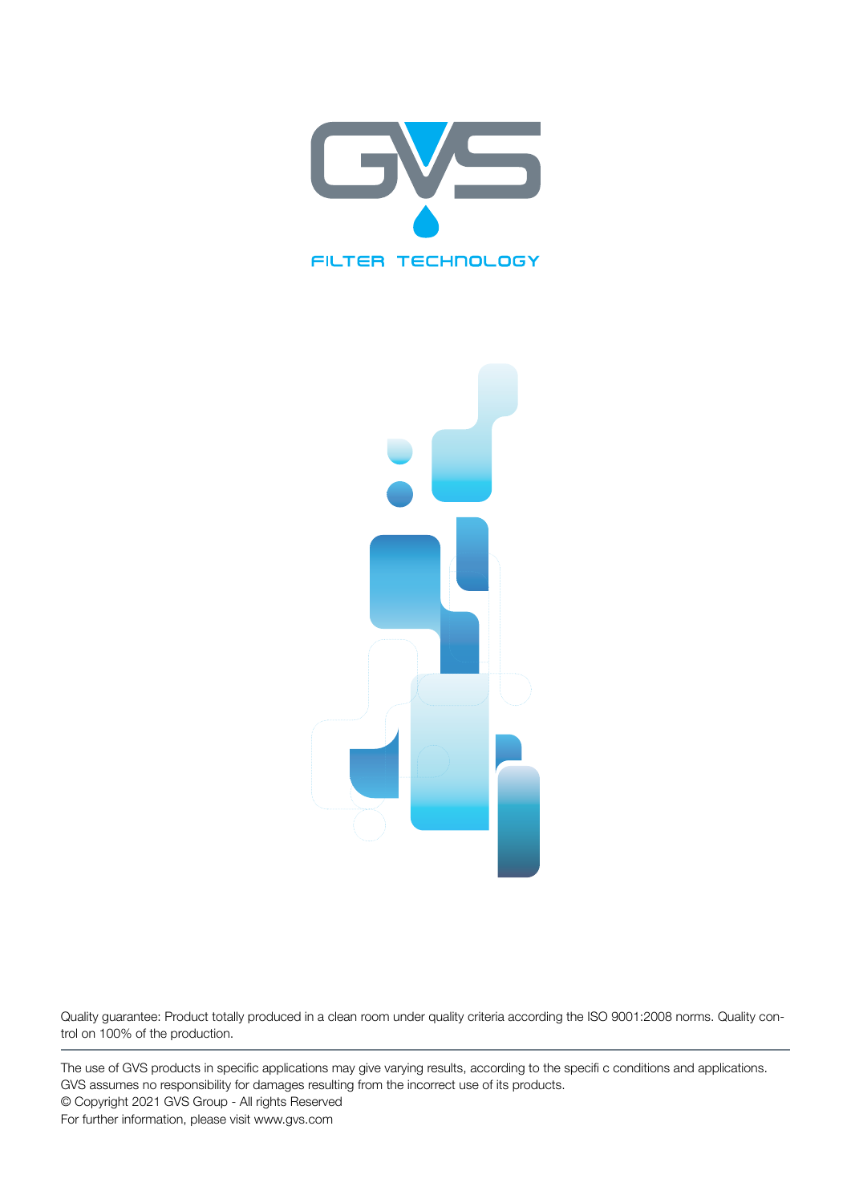GVS

FILTER TECHNOLOGY

Quality guarantee: Product totally produced in a clean room under quality criteria according the ISO 9001:2008 norms. Quality control on 100% of the production.

The use of GVS products in specific applications may give varying results, according to the specifi c conditions and applications.
GVS assumes no responsibility for damages resulting from the incorrect use of its products.
© Copyright 2021 GVS Group - All rights Reserved
For further information, please visit www.gvs.com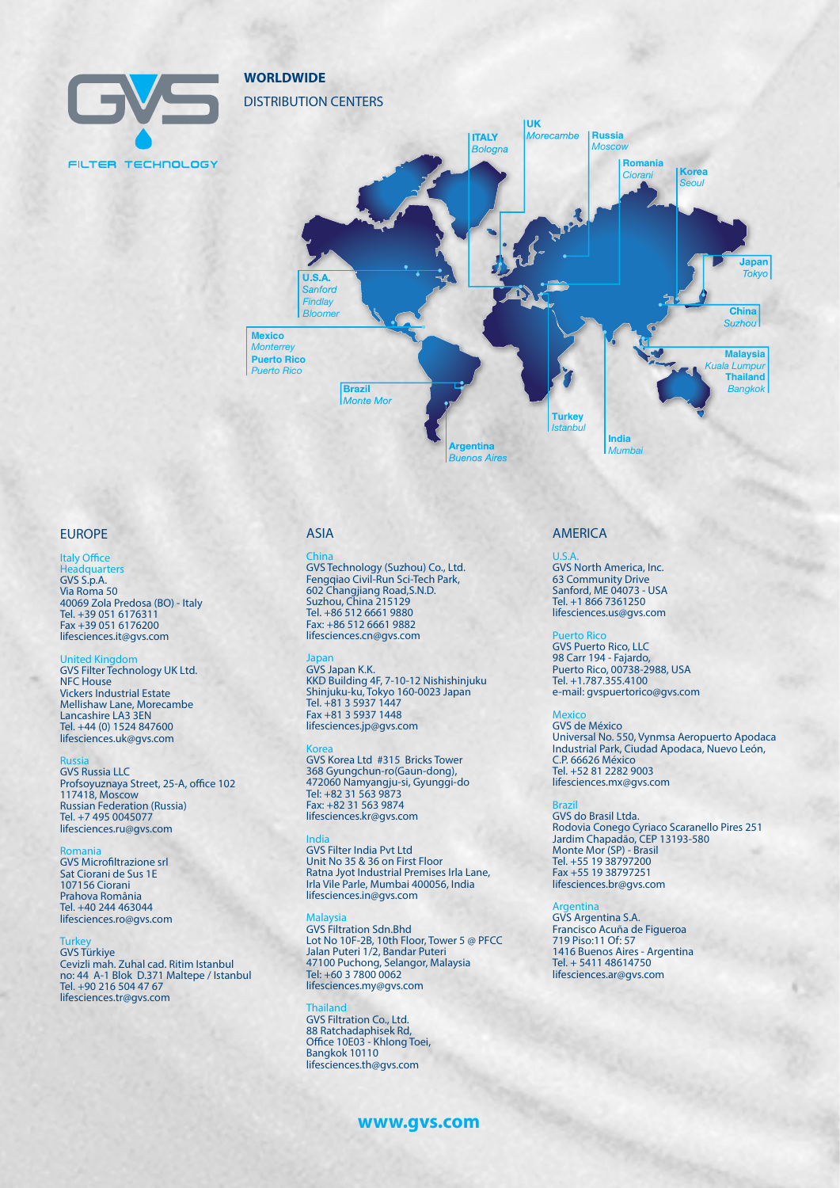GVS

FILTER TECHNOLOGY

**WORLDWIDE**

DISTRIBUTION CENTERS

**ITALY** *Bologna*
**UK** *Morecambe*
**Russia** *Moscow*
**Romania** *Ciorani*
**Korea** *Seoul*
**Japan** *Tokyo*
**China** *Suzhou*
**Malaysia** *Kuala Lumpur*
**Thailand** *Bangkok*
**U.S.A.** *Sanford* *Findlay* *Bloomer*
**Mexico** *Monterrey*
**Puerto Rico** *Puerto Rico*
**Brazil** *Monte Mor*
**Argentina** *Buenos Aires*
**Turkey** *Istanbul*
**India** *Mumbai*

## EUROPE

**Italy Office Headquarters**
GVS S.p.A.
Via Roma 50
40069 Zola Predosa (BO) - Italy
Tel. +39 051 6176311
Fax +39 051 6176200
lifesciences.it@gvs.com

**United Kingdom**
GVS Filter Technology UK Ltd.
NFC House
Vickers Industrial Estate
Mellishaw Lane, Morecambe
Lancashire LA3 3EN
Tel. +44 (0) 1524 847600
lifesciences.uk@gvs.com

**Russia**
GVS Russia LLC
Profsoyuznaya Street, 25-A, office 102
117418, Moscow
Russian Federation (Russia)
Tel. +7 495 0045077
lifesciences.ru@gvs.com

**Romania**
GVS Microfiltrazione srl
Sat Ciorani de Sus 1E
107156 Ciorani
Prahova România
Tel. +40 244 463044
lifesciences.ro@gvs.com

**Turkey**
GVS Türkiye
Cevizli mah. Zuhal cad. Ritim Istanbul
no: 44 A-1 Blok D.371 Maltepe / Istanbul
Tel. +90 216 504 47 67
lifesciences.tr@gvs.com

## ASIA

**China**
GVS Technology (Suzhou) Co., Ltd.
Fengqiao Civil-Run Sci-Tech Park,
602 Changjiang Road,S.N.D.
Suzhou, China 215129
Tel. +86 512 6661 9880
Fax: +86 512 6661 9882
lifesciences.cn@gvs.com

**Japan**
GVS Japan K.K.
KKD Building 4F, 7-10-12 Nishishinjuku
Shinjuku-ku, Tokyo 160-0023 Japan
Tel. +81 3 5937 1447
Fax +81 3 5937 1448
lifesciences.jp@gvs.com

**Korea**
GVS Korea Ltd #315 Bricks Tower
368 Gyungchun-ro(Gaun-dong),
472060 Namyangju-si, Gyunggi-do
Tel: +82 31 563 9873
Fax: +82 31 563 9874
lifesciences.kr@gvs.com

**India**
GVS Filter India Pvt Ltd
Unit No 35 & 36 on First Floor
Ratna Jyot Industrial Premises Irla Lane,
Irla Vile Parle, Mumbai 400056, India
lifesciences.in@gvs.com

**Malaysia**
GVS Filtration Sdn.Bhd
Lot No 10F-2B, 10th Floor, Tower 5 @ PFCC
Jalan Puteri 1/2, Bandar Puteri
47100 Puchong, Selangor, Malaysia
Tel: +60 3 7800 0062
lifesciences.my@gvs.com

**Thailand**
GVS Filtration Co., Ltd.
88 Ratchadaphisek Rd,
Office 10E03 - Khlong Toei,
Bangkok 10110
lifesciences.th@gvs.com

## AMERICA

**U.S.A.**
GVS North America, Inc.
63 Community Drive
Sanford, ME 04073 - USA
Tel. +1 866 7361250
lifesciences.us@gvs.com

**Puerto Rico**
GVS Puerto Rico, LLC
98 Carr 194 - Fajardo,
Puerto Rico, 00738-2988, USA
Tel. +1.787.355.4100
e-mail: gvspuertorico@gvs.com

**Mexico**
GVS de México
Universal No. 550, Vynmsa Aeropuerto Apodaca
Industrial Park, Ciudad Apodaca, Nuevo León,
C.P. 66626 México
Tel. +52 81 2282 9003
lifesciences.mx@gvs.com

**Brazil**
GVS do Brasil Ltda.
Rodovia Conego Cyriaco Scaranello Pires 251
Jardim Chapadão, CEP 13193-580
Monte Mor (SP) - Brasil
Tel. +55 19 38797200
Fax +55 19 38797251
lifesciences.br@gvs.com

**Argentina**
GVS Argentina S.A.
Francisco Acuña de Figueroa
719 Piso:11 Of: 57
1416 Buenos Aires - Argentina
Tel. + 5411 48614750
lifesciences.ar@gvs.com

**www.gvs.com**